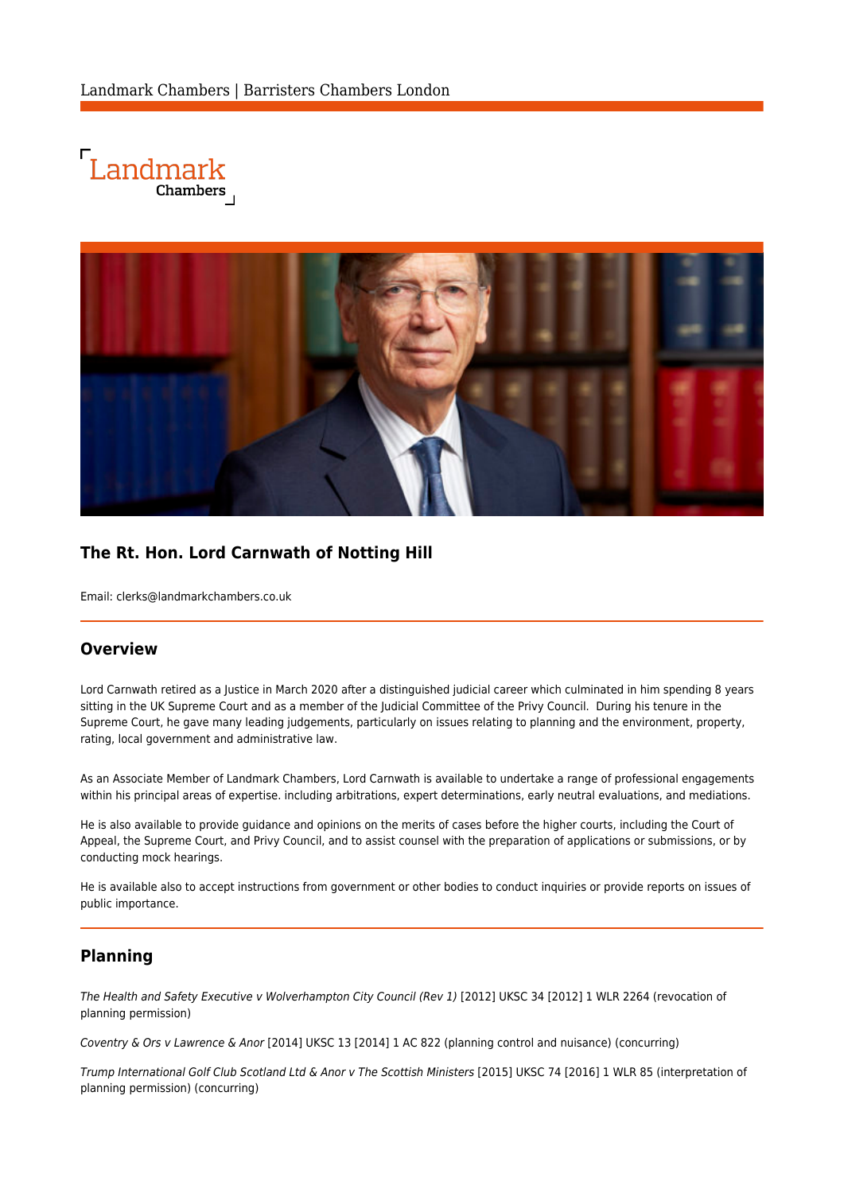Landmark Chambers | Barristers Chambers London

# The Rt. Hon. Lord Carnwath of Notting Hill

Email: clerks@landmarkchambers.co.uk

## Overview

Lord Carnwath retired as a Justice in March 2020 after a distinguished judicial career which culminated in him spending 8 years sitting in the UK Supreme Court and as a member of the Judicial Committee of the Privy Council. During his tenure in the Supreme Court, he gave many leading judgements, particularly on issues relating to planning and the environment, property, rating, local government and administrative law.

As an Associate Member of Landmark Chambers, Lord Carnwath is available to undertake a range of professional engagements within his principal areas of expertise. including arbitrations, expert determinations, early neutral evaluations, and mediations.

He is also available to provide guidance and opinions on the merits of cases before the higher courts, including the Court of Appeal, the Supreme Court, and Privy Council, and to assist counsel with the preparation of applications or submissions, or by conducting mock hearings.

He is available also to accept instructions from government or other bodies to conduct inquiries or provide reports on issues of public importance.

## Planning

*The Health and Safety Executive v Wolverhampton City Council (Rev 1)* [2012] UKSC 34 [2012] 1 WLR 2264 (revocation of planning permission)

*Coventry & Ors v Lawrence & Anor* [2014] UKSC 13 [2014] 1 AC 822 (planning control and nuisance) (concurring)

*Trump International Golf Club Scotland Ltd & Anor v The Scottish Ministers* [2015] UKSC 74 [2016] 1 WLR 85 (interpretation of planning permission) (concurring)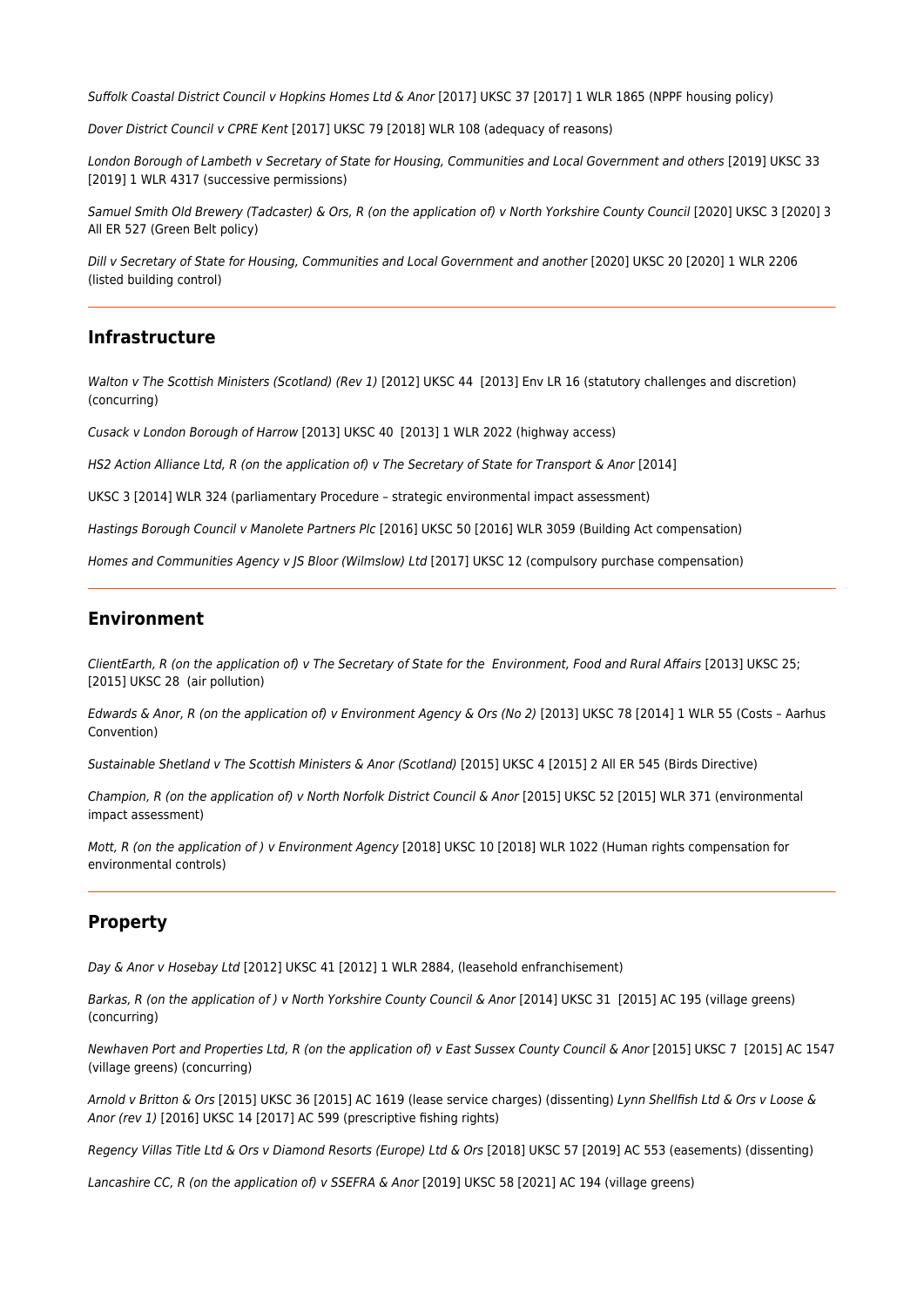*Suffolk Coastal District Council v Hopkins Homes Ltd & Anor* [2017] UKSC 37 [2017] 1 WLR 1865 (NPPF housing policy)

*Dover District Council v CPRE Kent* [2017] UKSC 79 [2018] WLR 108 (adequacy of reasons)

*London Borough of Lambeth v Secretary of State for Housing, Communities and Local Government and others* [2019] UKSC 33 [2019] 1 WLR 4317 (successive permissions)

*Samuel Smith Old Brewery (Tadcaster) & Ors, R (on the application of) v North Yorkshire County Council* [2020] UKSC 3 [2020] 3 All ER 527 (Green Belt policy)

*Dill v Secretary of State for Housing, Communities and Local Government and another* [2020] UKSC 20 [2020] 1 WLR 2206 (listed building control)

---

## Infrastructure

*Walton v The Scottish Ministers (Scotland) (Rev 1)* [2012] UKSC 44 [2013] Env LR 16 (statutory challenges and discretion) (concurring)

*Cusack v London Borough of Harrow* [2013] UKSC 40 [2013] 1 WLR 2022 (highway access)

*HS2 Action Alliance Ltd, R (on the application of) v The Secretary of State for Transport & Anor* [2014]

UKSC 3 [2014] WLR 324 (parliamentary Procedure – strategic environmental impact assessment)

*Hastings Borough Council v Manolete Partners Plc* [2016] UKSC 50 [2016] WLR 3059 (Building Act compensation)

*Homes and Communities Agency v JS Bloor (Wilmslow) Ltd* [2017] UKSC 12 (compulsory purchase compensation)

---

## Environment

*ClientEarth, R (on the application of) v The Secretary of State for the Environment, Food and Rural Affairs* [2013] UKSC 25; [2015] UKSC 28 (air pollution)

*Edwards & Anor, R (on the application of) v Environment Agency & Ors (No 2)* [2013] UKSC 78 [2014] 1 WLR 55 (Costs – Aarhus Convention)

*Sustainable Shetland v The Scottish Ministers & Anor (Scotland)* [2015] UKSC 4 [2015] 2 All ER 545 (Birds Directive)

*Champion, R (on the application of) v North Norfolk District Council & Anor* [2015] UKSC 52 [2015] WLR 371 (environmental impact assessment)

*Mott, R (on the application of ) v Environment Agency* [2018] UKSC 10 [2018] WLR 1022 (Human rights compensation for environmental controls)

---

## Property

*Day & Anor v Hosebay Ltd* [2012] UKSC 41 [2012] 1 WLR 2884, (leasehold enfranchisement)

*Barkas, R (on the application of ) v North Yorkshire County Council & Anor* [2014] UKSC 31 [2015] AC 195 (village greens) (concurring)

*Newhaven Port and Properties Ltd, R (on the application of) v East Sussex County Council & Anor* [2015] UKSC 7 [2015] AC 1547 (village greens) (concurring)

*Arnold v Britton & Ors* [2015] UKSC 36 [2015] AC 1619 (lease service charges) (dissenting) *Lynn Shellfish Ltd & Ors v Loose & Anor (rev 1)* [2016] UKSC 14 [2017] AC 599 (prescriptive fishing rights)

*Regency Villas Title Ltd & Ors v Diamond Resorts (Europe) Ltd & Ors* [2018] UKSC 57 [2019] AC 553 (easements) (dissenting)

*Lancashire CC, R (on the application of) v SSEFRA & Anor* [2019] UKSC 58 [2021] AC 194 (village greens)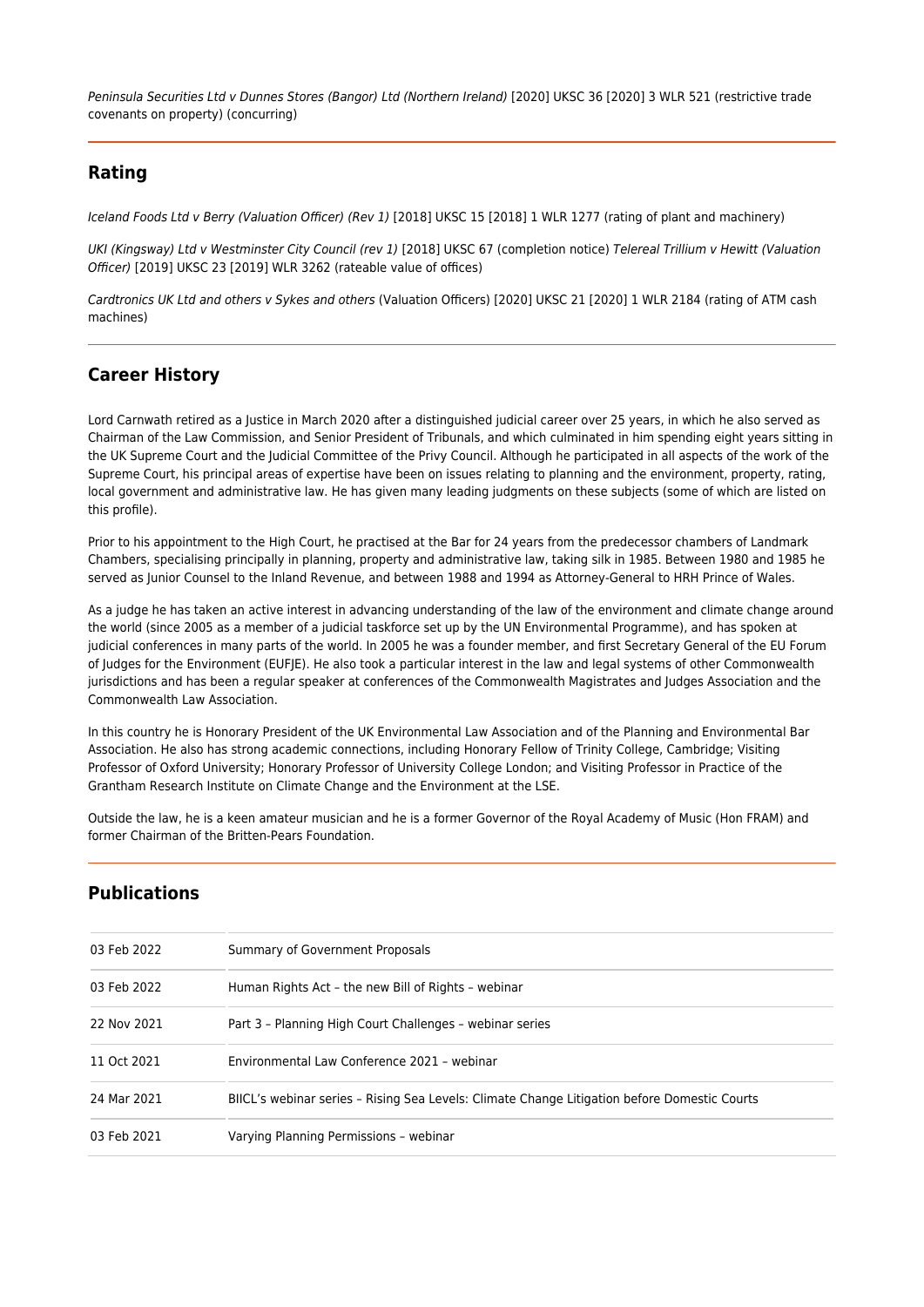*Peninsula Securities Ltd v Dunnes Stores (Bangor) Ltd (Northern Ireland)* [2020] UKSC 36 [2020] 3 WLR 521 (restrictive trade covenants on property) (concurring)

## Rating

*Iceland Foods Ltd v Berry (Valuation Officer) (Rev 1)* [2018] UKSC 15 [2018] 1 WLR 1277 (rating of plant and machinery)

*UKI (Kingsway) Ltd v Westminster City Council (rev 1)* [2018] UKSC 67 (completion notice) *Telereal Trillium v Hewitt (Valuation Officer)* [2019] UKSC 23 [2019] WLR 3262 (rateable value of offices)

*Cardtronics UK Ltd and others v Sykes and others* (Valuation Officers) [2020] UKSC 21 [2020] 1 WLR 2184 (rating of ATM cash machines)

## Career History

Lord Carnwath retired as a Justice in March 2020 after a distinguished judicial career over 25 years, in which he also served as Chairman of the Law Commission, and Senior President of Tribunals, and which culminated in him spending eight years sitting in the UK Supreme Court and the Judicial Committee of the Privy Council. Although he participated in all aspects of the work of the Supreme Court, his principal areas of expertise have been on issues relating to planning and the environment, property, rating, local government and administrative law. He has given many leading judgments on these subjects (some of which are listed on this profile).

Prior to his appointment to the High Court, he practised at the Bar for 24 years from the predecessor chambers of Landmark Chambers, specialising principally in planning, property and administrative law, taking silk in 1985. Between 1980 and 1985 he served as Junior Counsel to the Inland Revenue, and between 1988 and 1994 as Attorney-General to HRH Prince of Wales.

As a judge he has taken an active interest in advancing understanding of the law of the environment and climate change around the world (since 2005 as a member of a judicial taskforce set up by the UN Environmental Programme), and has spoken at judicial conferences in many parts of the world. In 2005 he was a founder member, and first Secretary General of the EU Forum of Judges for the Environment (EUFJE). He also took a particular interest in the law and legal systems of other Commonwealth jurisdictions and has been a regular speaker at conferences of the Commonwealth Magistrates and Judges Association and the Commonwealth Law Association.

In this country he is Honorary President of the UK Environmental Law Association and of the Planning and Environmental Bar Association. He also has strong academic connections, including Honorary Fellow of Trinity College, Cambridge; Visiting Professor of Oxford University; Honorary Professor of University College London; and Visiting Professor in Practice of the Grantham Research Institute on Climate Change and the Environment at the LSE.

Outside the law, he is a keen amateur musician and he is a former Governor of the Royal Academy of Music (Hon FRAM) and former Chairman of the Britten-Pears Foundation.

## Publications

| | |
|---|---|
| 03 Feb 2022 | Summary of Government Proposals |
| 03 Feb 2022 | Human Rights Act – the new Bill of Rights – webinar |
| 22 Nov 2021 | Part 3 – Planning High Court Challenges – webinar series |
| 11 Oct 2021 | Environmental Law Conference 2021 – webinar |
| 24 Mar 2021 | BIICL's webinar series – Rising Sea Levels: Climate Change Litigation before Domestic Courts |
| 03 Feb 2021 | Varying Planning Permissions – webinar |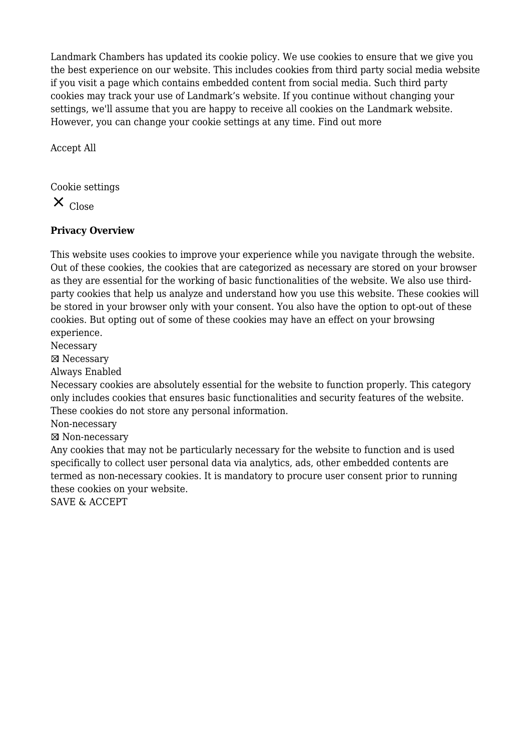Landmark Chambers has updated its cookie policy. We use cookies to ensure that we give you the best experience on our website. This includes cookies from third party social media website if you visit a page which contains embedded content from social media. Such third party cookies may track your use of Landmark's website. If you continue without changing your settings, we'll assume that you are happy to receive all cookies on the Landmark website. However, you can change your cookie settings at any time. Find out more

Accept All

Cookie settings

✕ Close

**Privacy Overview**

This website uses cookies to improve your experience while you navigate through the website. Out of these cookies, the cookies that are categorized as necessary are stored on your browser as they are essential for the working of basic functionalities of the website. We also use third-party cookies that help us analyze and understand how you use this website. These cookies will be stored in your browser only with your consent. You also have the option to opt-out of these cookies. But opting out of some of these cookies may have an effect on your browsing experience.

Necessary

☒ Necessary

Always Enabled

Necessary cookies are absolutely essential for the website to function properly. This category only includes cookies that ensures basic functionalities and security features of the website. These cookies do not store any personal information.

Non-necessary

☒ Non-necessary

Any cookies that may not be particularly necessary for the website to function and is used specifically to collect user personal data via analytics, ads, other embedded contents are termed as non-necessary cookies. It is mandatory to procure user consent prior to running these cookies on your website.

SAVE & ACCEPT